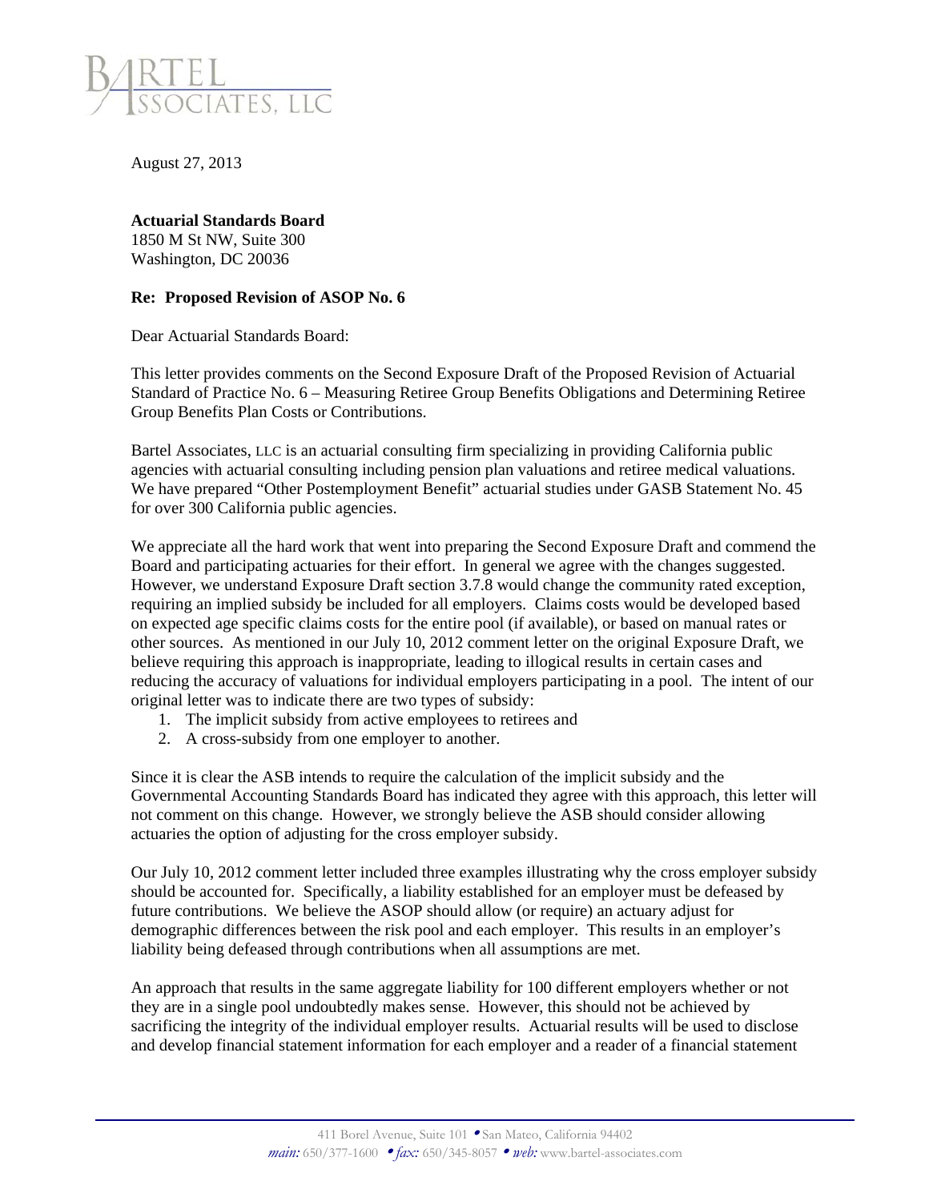BARTEL ASSOCIATES, LLC

August 27, 2013

**Actuarial Standards Board**
1850 M St NW, Suite 300
Washington, DC 20036

**Re: Proposed Revision of ASOP No. 6**

Dear Actuarial Standards Board:

This letter provides comments on the Second Exposure Draft of the Proposed Revision of Actuarial Standard of Practice No. 6 – Measuring Retiree Group Benefits Obligations and Determining Retiree Group Benefits Plan Costs or Contributions.

Bartel Associates, LLC is an actuarial consulting firm specializing in providing California public agencies with actuarial consulting including pension plan valuations and retiree medical valuations. We have prepared "Other Postemployment Benefit" actuarial studies under GASB Statement No. 45 for over 300 California public agencies.

We appreciate all the hard work that went into preparing the Second Exposure Draft and commend the Board and participating actuaries for their effort. In general we agree with the changes suggested. However, we understand Exposure Draft section 3.7.8 would change the community rated exception, requiring an implied subsidy be included for all employers. Claims costs would be developed based on expected age specific claims costs for the entire pool (if available), or based on manual rates or other sources. As mentioned in our July 10, 2012 comment letter on the original Exposure Draft, we believe requiring this approach is inappropriate, leading to illogical results in certain cases and reducing the accuracy of valuations for individual employers participating in a pool. The intent of our original letter was to indicate there are two types of subsidy:

1. The implicit subsidy from active employees to retirees and
2. A cross-subsidy from one employer to another.

Since it is clear the ASB intends to require the calculation of the implicit subsidy and the Governmental Accounting Standards Board has indicated they agree with this approach, this letter will not comment on this change. However, we strongly believe the ASB should consider allowing actuaries the option of adjusting for the cross employer subsidy.

Our July 10, 2012 comment letter included three examples illustrating why the cross employer subsidy should be accounted for. Specifically, a liability established for an employer must be defeased by future contributions. We believe the ASOP should allow (or require) an actuary adjust for demographic differences between the risk pool and each employer. This results in an employer's liability being defeased through contributions when all assumptions are met.

An approach that results in the same aggregate liability for 100 different employers whether or not they are in a single pool undoubtedly makes sense. However, this should not be achieved by sacrificing the integrity of the individual employer results. Actuarial results will be used to disclose and develop financial statement information for each employer and a reader of a financial statement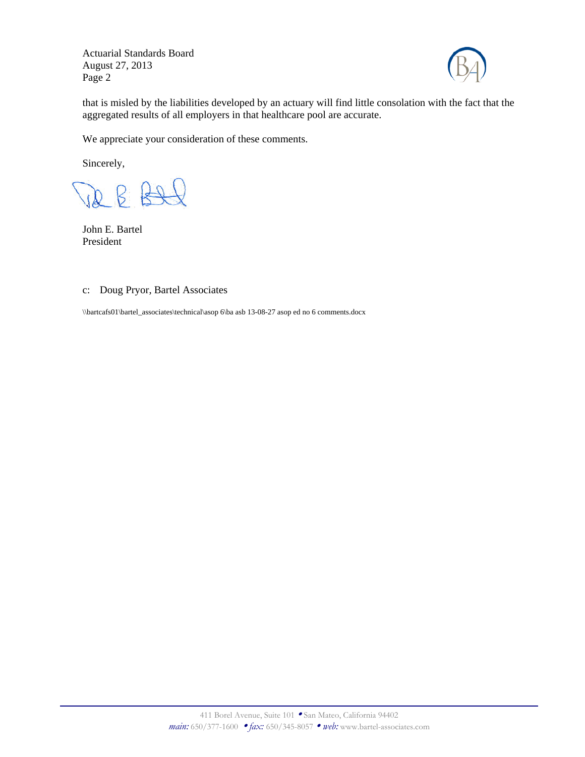that is misled by the liabilities developed by an actuary will find little consolation with the fact that the aggregated results of all employers in that healthcare pool are accurate.

We appreciate your consideration of these comments.

Sincerely,

John E. Bartel
President

c: Doug Pryor, Bartel Associates

\\bartcafs01\bartel_associates\technical\asop 6\ba asb 13-08-27 asop ed no 6 comments.docx